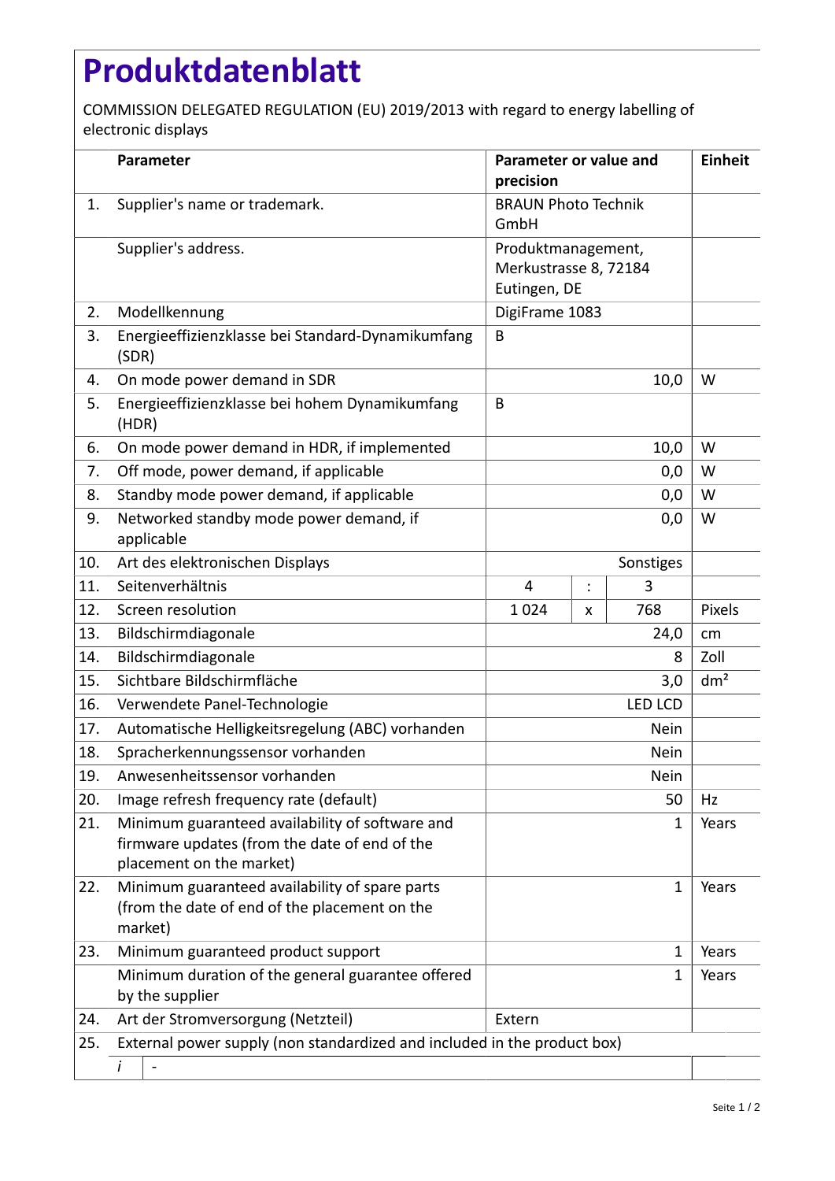# Produktdatenblatt

COMMISSION DELEGATED REGULATION (EU) 2019/2013 with regard to energy labelling of electronic displays

| | Parameter | Parameter or value and precision | | | Einheit |
|---|---|---|---|---|---|
| 1. | Supplier's name or trademark. | BRAUN Photo Technik GmbH | | | |
| | Supplier's address. | Produktmanagement, Merkustrasse 8, 72184 Eutingen, DE | | | |
| 2. | Modellkennung | DigiFrame 1083 | | | |
| 3. | Energieeffizienzklasse bei Standard-Dynamikumfang (SDR) | B | | | |
| 4. | On mode power demand in SDR | | | 10,0 | W |
| 5. | Energieeffizienzklasse bei hohem Dynamikumfang (HDR) | B | | | |
| 6. | On mode power demand in HDR, if implemented | | | 10,0 | W |
| 7. | Off mode, power demand, if applicable | | | 0,0 | W |
| 8. | Standby mode power demand, if applicable | | | 0,0 | W |
| 9. | Networked standby mode power demand, if applicable | | | 0,0 | W |
| 10. | Art des elektronischen Displays | | | Sonstiges | |
| 11. | Seitenverhältnis | 4 | : | 3 | |
| 12. | Screen resolution | 1 024 | x | 768 | Pixels |
| 13. | Bildschirmdiagonale | | | 24,0 | cm |
| 14. | Bildschirmdiagonale | | | 8 | Zoll |
| 15. | Sichtbare Bildschirmfläche | | | 3,0 | $dm^2$ |
| 16. | Verwendete Panel-Technologie | | | LED LCD | |
| 17. | Automatische Helligkeitsregelung (ABC) vorhanden | | | Nein | |
| 18. | Spracherkennungssensor vorhanden | | | Nein | |
| 19. | Anwesenheitssensor vorhanden | | | Nein | |
| 20. | Image refresh frequency rate (default) | | | 50 | Hz |
| 21. | Minimum guaranteed availability of software and firmware updates (from the date of end of the placement on the market) | | | 1 | Years |
| 22. | Minimum guaranteed availability of spare parts (from the date of end of the placement on the market) | | | 1 | Years |
| 23. | Minimum guaranteed product support | | | 1 | Years |
| | Minimum duration of the general guarantee offered by the supplier | | | 1 | Years |
| 24. | Art der Stromversorgung (Netzteil) | Extern | | | |
| 25. | External power supply (non standardized and included in the product box) | | | | |
| | *i* - | | | | |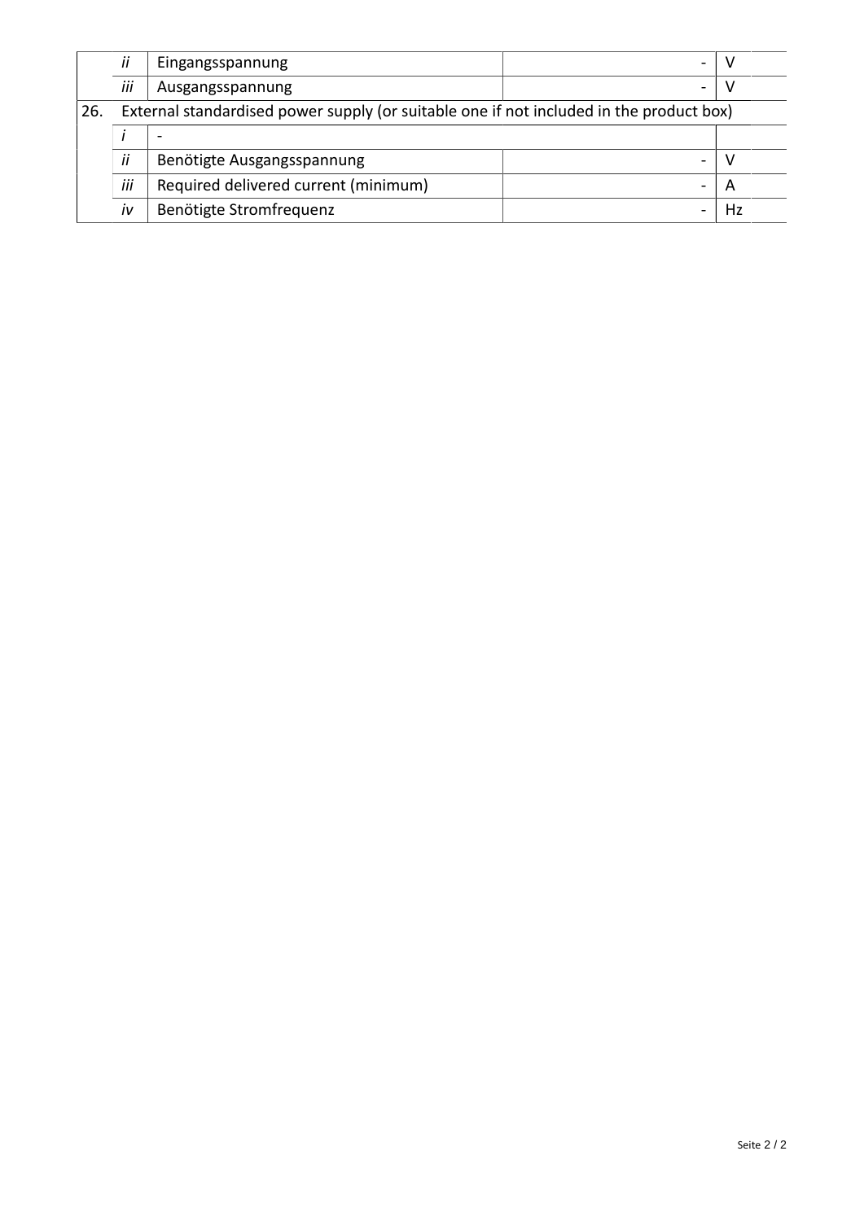| | | | | |
|---|---|---|---|---|
| | *ii* | Eingangsspannung | - | V |
| | *iii* | Ausgangsspannung | - | V |
| 26. | External standardised power supply (or suitable one if not included in the product box) | | | |
| | *i* | - | | |
| | *ii* | Benötigte Ausgangsspannung | - | V |
| | *iii* | Required delivered current (minimum) | - | A |
| | *iv* | Benötigte Stromfrequenz | - | Hz |